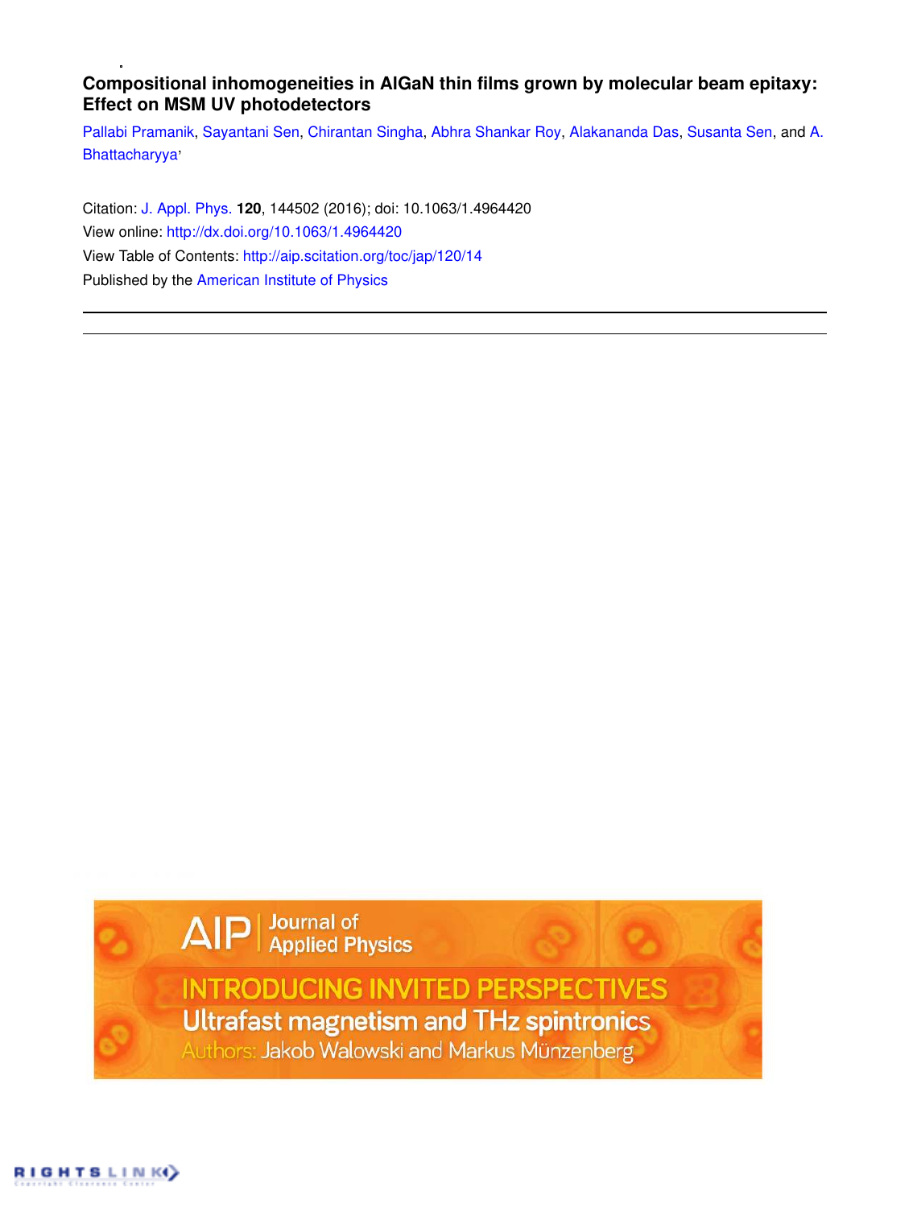# Compositional inhomogeneities in AlGaN thin films grown by molecular beam epitaxy: Effect on MSM UV photodetectors

Pallabi Pramanik, Sayantani Sen, Chirantan Singha, Abhra Shankar Roy, Alakananda Das, Susanta Sen, and A. Bhattacharyya

Citation: J. Appl. Phys. **120**, 144502 (2016); doi: 10.1063/1.4964420

View online: http://dx.doi.org/10.1063/1.4964420

View Table of Contents: http://aip.scitation.org/toc/jap/120/14

Published by the American Institute of Physics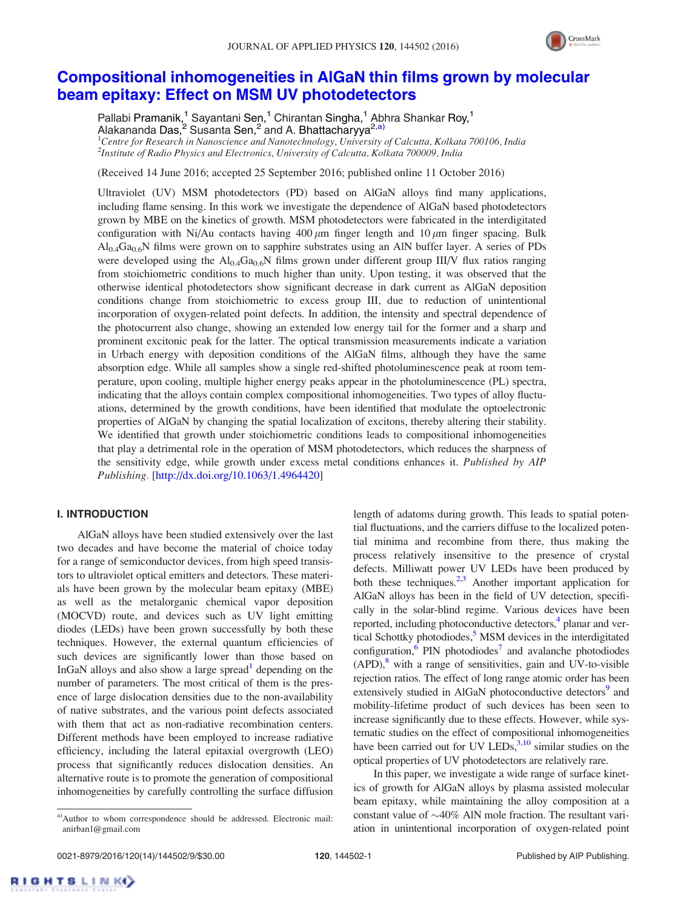# Compositional inhomogeneities in AlGaN thin films grown by molecular beam epitaxy: Effect on MSM UV photodetectors

Pallabi Pramanik,[1] Sayantani Sen,[1] Chirantan Singha,[1] Abhra Shankar Roy,[1] Alakananda Das,[2] Susanta Sen,[2] and A. Bhattacharyya[2,a)]

[1]*Centre for Research in Nanoscience and Nanotechnology, University of Calcutta, Kolkata 700106, India*
[2]*Institute of Radio Physics and Electronics, University of Calcutta, Kolkata 700009, India*

(Received 14 June 2016; accepted 25 September 2016; published online 11 October 2016)

Ultraviolet (UV) MSM photodetectors (PD) based on AlGaN alloys find many applications, including flame sensing. In this work we investigate the dependence of AlGaN based photodetectors grown by MBE on the kinetics of growth. MSM photodetectors were fabricated in the interdigitated configuration with Ni/Au contacts having 400 $\mu$m finger length and 10 $\mu$m finger spacing. Bulk $Al_{0.4}Ga_{0.6}N$ films were grown on to sapphire substrates using an AlN buffer layer. A series of PDs were developed using the $Al_{0.4}Ga_{0.6}N$ films grown under different group III/V flux ratios ranging from stoichiometric conditions to much higher than unity. Upon testing, it was observed that the otherwise identical photodetectors show significant decrease in dark current as AlGaN deposition conditions change from stoichiometric to excess group III, due to reduction of unintentional incorporation of oxygen-related point defects. In addition, the intensity and spectral dependence of the photocurrent also change, showing an extended low energy tail for the former and a sharp and prominent excitonic peak for the latter. The optical transmission measurements indicate a variation in Urbach energy with deposition conditions of the AlGaN films, although they have the same absorption edge. While all samples show a single red-shifted photoluminescence peak at room temperature, upon cooling, multiple higher energy peaks appear in the photoluminescence (PL) spectra, indicating that the alloys contain complex compositional inhomogeneities. Two types of alloy fluctuations, determined by the growth conditions, have been identified that modulate the optoelectronic properties of AlGaN by changing the spatial localization of excitons, thereby altering their stability. We identified that growth under stoichiometric conditions leads to compositional inhomogeneities that play a detrimental role in the operation of MSM photodetectors, which reduces the sharpness of the sensitivity edge, while growth under excess metal conditions enhances it. *Published by AIP Publishing.* [http://dx.doi.org/10.1063/1.4964420]

## I. INTRODUCTION

AlGaN alloys have been studied extensively over the last two decades and have become the material of choice today for a range of semiconductor devices, from high speed transistors to ultraviolet optical emitters and detectors. These materials have been grown by the molecular beam epitaxy (MBE) as well as the metalorganic chemical vapor deposition (MOCVD) route, and devices such as UV light emitting diodes (LEDs) have been grown successfully by both these techniques. However, the external quantum efficiencies of such devices are significantly lower than those based on InGaN alloys and also show a large spread[1] depending on the number of parameters. The most critical of them is the presence of large dislocation densities due to the non-availability of native substrates, and the various point defects associated with them that act as non-radiative recombination centers. Different methods have been employed to increase radiative efficiency, including the lateral epitaxial overgrowth (LEO) process that significantly reduces dislocation densities. An alternative route is to promote the generation of compositional inhomogeneities by carefully controlling the surface diffusion length of adatoms during growth. This leads to spatial potential fluctuations, and the carriers diffuse to the localized potential minima and recombine from there, thus making the process relatively insensitive to the presence of crystal defects. Milliwatt power UV LEDs have been produced by both these techniques.[2,3] Another important application for AlGaN alloys has been in the field of UV detection, specifically in the solar-blind regime. Various devices have been reported, including photoconductive detectors,[4] planar and vertical Schottky photodiodes,[5] MSM devices in the interdigitated configuration,[6] PIN photodiodes[7] and avalanche photodiodes (APD),[8] with a range of sensitivities, gain and UV-to-visible rejection ratios. The effect of long range atomic order has been extensively studied in AlGaN photoconductive detectors[9] and mobility-lifetime product of such devices has been seen to increase significantly due to these effects. However, while systematic studies on the effect of compositional inhomogeneities have been carried out for UV LEDs,[3,10] similar studies on the optical properties of UV photodetectors are relatively rare.

In this paper, we investigate a wide range of surface kinetics of growth for AlGaN alloys by plasma assisted molecular beam epitaxy, while maintaining the alloy composition at a constant value of ~40% AlN mole fraction. The resultant variation in unintentional incorporation of oxygen-related point

a)Author to whom correspondence should be addressed. Electronic mail: anirban1@gmail.com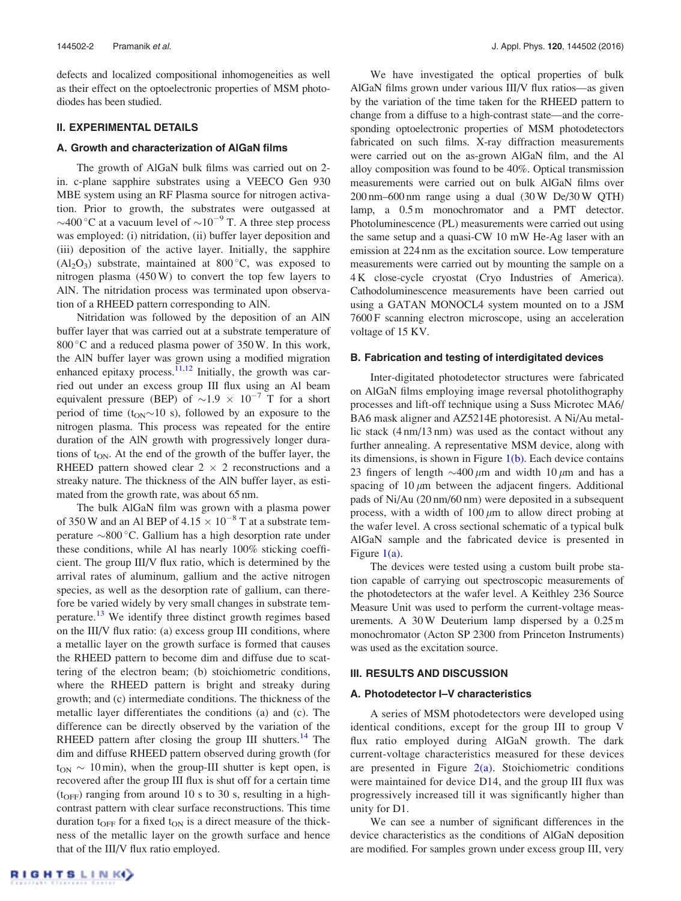defects and localized compositional inhomogeneities as well as their effect on the optoelectronic properties of MSM photodiodes has been studied.

## II. EXPERIMENTAL DETAILS

### A. Growth and characterization of AlGaN films

The growth of AlGaN bulk films was carried out on 2-in. c-plane sapphire substrates using a VEECO Gen 930 MBE system using an RF Plasma source for nitrogen activation. Prior to growth, the substrates were outgassed at $\sim$400 °C at a vacuum level of $\sim 10^{-9}$ T. A three step process was employed: (i) nitridation, (ii) buffer layer deposition and (iii) deposition of the active layer. Initially, the sapphire ($Al_2O_3$) substrate, maintained at 800 °C, was exposed to nitrogen plasma (450 W) to convert the top few layers to AlN. The nitridation process was terminated upon observation of a RHEED pattern corresponding to AlN.

Nitridation was followed by the deposition of an AlN buffer layer that was carried out at a substrate temperature of 800 °C and a reduced plasma power of 350 W. In this work, the AlN buffer layer was grown using a modified migration enhanced epitaxy process.[11,12] Initially, the growth was carried out under an excess group III flux using an Al beam equivalent pressure (BEP) of $\sim 1.9 \times 10^{-7}$ T for a short period of time ($t_{ON} \sim 10$ s), followed by an exposure to the nitrogen plasma. This process was repeated for the entire duration of the AlN growth with progressively longer durations of $t_{ON}$. At the end of the growth of the buffer layer, the RHEED pattern showed clear $2 \times 2$ reconstructions and a streaky nature. The thickness of the AlN buffer layer, as estimated from the growth rate, was about 65 nm.

The bulk AlGaN film was grown with a plasma power of 350 W and an Al BEP of $4.15 \times 10^{-8}$ T at a substrate temperature $\sim$800 °C. Gallium has a high desorption rate under these conditions, while Al has nearly 100% sticking coefficient. The group III/V flux ratio, which is determined by the arrival rates of aluminum, gallium and the active nitrogen species, as well as the desorption rate of gallium, can therefore be varied widely by very small changes in substrate temperature.[13] We identify three distinct growth regimes based on the III/V flux ratio: (a) excess group III conditions, where a metallic layer on the growth surface is formed that causes the RHEED pattern to become dim and diffuse due to scattering of the electron beam; (b) stoichiometric conditions, where the RHEED pattern is bright and streaky during growth; and (c) intermediate conditions. The thickness of the metallic layer differentiates the conditions (a) and (c). The difference can be directly observed by the variation of the RHEED pattern after closing the group III shutters.[14] The dim and diffuse RHEED pattern observed during growth (for $t_{ON} \sim 10$ min), when the group-III shutter is kept open, is recovered after the group III flux is shut off for a certain time ($t_{OFF}$) ranging from around 10 s to 30 s, resulting in a high-contrast pattern with clear surface reconstructions. This time duration $t_{OFF}$ for a fixed $t_{ON}$ is a direct measure of the thickness of the metallic layer on the growth surface and hence that of the III/V flux ratio employed.

We have investigated the optical properties of bulk AlGaN films grown under various III/V flux ratios—as given by the variation of the time taken for the RHEED pattern to change from a diffuse to a high-contrast state—and the corresponding optoelectronic properties of MSM photodetectors fabricated on such films. X-ray diffraction measurements were carried out on the as-grown AlGaN film, and the Al alloy composition was found to be 40%. Optical transmission measurements were carried out on bulk AlGaN films over 200 nm–600 nm range using a dual (30 W De/30 W QTH) lamp, a 0.5 m monochromator and a PMT detector. Photoluminescence (PL) measurements were carried out using the same setup and a quasi-CW 10 mW He-Ag laser with an emission at 224 nm as the excitation source. Low temperature measurements were carried out by mounting the sample on a 4 K close-cycle cryostat (Cryo Industries of America). Cathodoluminescence measurements have been carried out using a GATAN MONOCL4 system mounted on to a JSM 7600 F scanning electron microscope, using an acceleration voltage of 15 KV.

### B. Fabrication and testing of interdigitated devices

Inter-digitated photodetector structures were fabricated on AlGaN films employing image reversal photolithography processes and lift-off technique using a Suss Microtec MA6/BA6 mask aligner and AZ5214E photoresist. A Ni/Au metallic stack (4 nm/13 nm) was used as the contact without any further annealing. A representative MSM device, along with its dimensions, is shown in Figure 1(b). Each device contains 23 fingers of length $\sim$400 $\mu$m and width 10 $\mu$m and has a spacing of 10 $\mu$m between the adjacent fingers. Additional pads of Ni/Au (20 nm/60 nm) were deposited in a subsequent process, with a width of 100 $\mu$m to allow direct probing at the wafer level. A cross sectional schematic of a typical bulk AlGaN sample and the fabricated device is presented in Figure 1(a).

The devices were tested using a custom built probe station capable of carrying out spectroscopic measurements of the photodetectors at the wafer level. A Keithley 236 Source Measure Unit was used to perform the current-voltage measurements. A 30 W Deuterium lamp dispersed by a 0.25 m monochromator (Acton SP 2300 from Princeton Instruments) was used as the excitation source.

## III. RESULTS AND DISCUSSION

### A. Photodetector I–V characteristics

A series of MSM photodetectors were developed using identical conditions, except for the group III to group V flux ratio employed during AlGaN growth. The dark current-voltage characteristics measured for these devices are presented in Figure 2(a). Stoichiometric conditions were maintained for device D14, and the group III flux was progressively increased till it was significantly higher than unity for D1.

We can see a number of significant differences in the device characteristics as the conditions of AlGaN deposition are modified. For samples grown under excess group III, very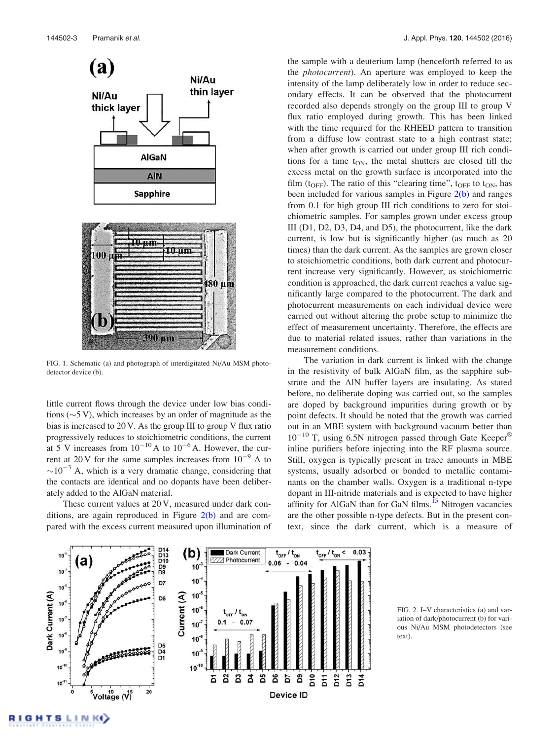FIG. 1. Schematic (a) and photograph of interdigitated Ni/Au MSM photodetector device (b).

little current flows through the device under low bias conditions (~5 V), which increases by an order of magnitude as the bias is increased to 20 V. As the group III to group V flux ratio progressively reduces to stoichiometric conditions, the current at 5 V increases from $10^{-10}$ A to $10^{-6}$ A. However, the current at 20 V for the same samples increases from $10^{-9}$ A to $\sim 10^{-3}$ A, which is a very dramatic change, considering that the contacts are identical and no dopants have been deliberately added to the AlGaN material.

These current values at 20 V, measured under dark conditions, are again reproduced in Figure 2(b) and are compared with the excess current measured upon illumination of the sample with a deuterium lamp (henceforth referred to as the *photocurrent*). An aperture was employed to keep the intensity of the lamp deliberately low in order to reduce secondary effects. It can be observed that the photocurrent recorded also depends strongly on the group III to group V flux ratio employed during growth. This has been linked with the time required for the RHEED pattern to transition from a diffuse low contrast state to a high contrast state; when after growth is carried out under group III rich conditions for a time $t_{ON}$, the metal shutters are closed till the excess metal on the growth surface is incorporated into the film ($t_{OFF}$). The ratio of this "clearing time", $t_{OFF}$ to $t_{ON}$, has been included for various samples in Figure 2(b) and ranges from 0.1 for high group III rich conditions to zero for stoichiometric samples. For samples grown under excess group III (D1, D2, D3, D4, and D5), the photocurrent, like the dark current, is low but is significantly higher (as much as 20 times) than the dark current. As the samples are grown closer to stoichiometric conditions, both dark current and photocurrent increase very significantly. However, as stoichiometric condition is approached, the dark current reaches a value significantly large compared to the photocurrent. The dark and photocurrent measurements on each individual device were carried out without altering the probe setup to minimize the effect of measurement uncertainty. Therefore, the effects are due to material related issues, rather than variations in the measurement conditions.

The variation in dark current is linked with the change in the resistivity of bulk AlGaN film, as the sapphire substrate and the AlN buffer layers are insulating. As stated before, no deliberate doping was carried out, so the samples are doped by background impurities during growth or by point defects. It should be noted that the growth was carried out in an MBE system with background vacuum better than $10^{-10}$ T, using 6.5N nitrogen passed through Gate Keeper® inline purifiers before injecting into the RF plasma source. Still, oxygen is typically present in trace amounts in MBE systems, usually adsorbed or bonded to metallic contaminants on the chamber walls. Oxygen is a traditional n-type dopant in III-nitride materials and is expected to have higher affinity for AlGaN than for GaN films.[15] Nitrogen vacancies are the other possible n-type defects. But in the present context, since the dark current, which is a measure of

FIG. 2. I–V characteristics (a) and variation of dark/photocurrent (b) for various Ni/Au MSM photodetectors (see text).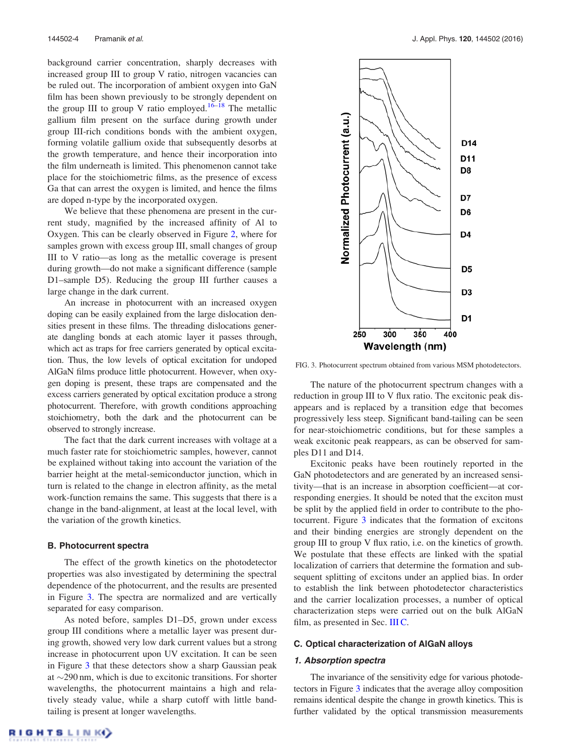background carrier concentration, sharply decreases with increased group III to group V ratio, nitrogen vacancies can be ruled out. The incorporation of ambient oxygen into GaN film has been shown previously to be strongly dependent on the group III to group V ratio employed.[16–18] The metallic gallium film present on the surface during growth under group III-rich conditions bonds with the ambient oxygen, forming volatile gallium oxide that subsequently desorbs at the growth temperature, and hence their incorporation into the film underneath is limited. This phenomenon cannot take place for the stoichiometric films, as the presence of excess Ga that can arrest the oxygen is limited, and hence the films are doped n-type by the incorporated oxygen.

We believe that these phenomena are present in the current study, magnified by the increased affinity of Al to Oxygen. This can be clearly observed in Figure 2, where for samples grown with excess group III, small changes of group III to V ratio—as long as the metallic coverage is present during growth—do not make a significant difference (sample D1–sample D5). Reducing the group III further causes a large change in the dark current.

An increase in photocurrent with an increased oxygen doping can be easily explained from the large dislocation densities present in these films. The threading dislocations generate dangling bonds at each atomic layer it passes through, which act as traps for free carriers generated by optical excitation. Thus, the low levels of optical excitation for undoped AlGaN films produce little photocurrent. However, when oxygen doping is present, these traps are compensated and the excess carriers generated by optical excitation produce a strong photocurrent. Therefore, with growth conditions approaching stoichiometry, both the dark and the photocurrent can be observed to strongly increase.

The fact that the dark current increases with voltage at a much faster rate for stoichiometric samples, however, cannot be explained without taking into account the variation of the barrier height at the metal-semiconductor junction, which in turn is related to the change in electron affinity, as the metal work-function remains the same. This suggests that there is a change in the band-alignment, at least at the local level, with the variation of the growth kinetics.

### B. Photocurrent spectra

The effect of the growth kinetics on the photodetector properties was also investigated by determining the spectral dependence of the photocurrent, and the results are presented in Figure 3. The spectra are normalized and are vertically separated for easy comparison.

As noted before, samples D1–D5, grown under excess group III conditions where a metallic layer was present during growth, showed very low dark current values but a strong increase in photocurrent upon UV excitation. It can be seen in Figure 3 that these detectors show a sharp Gaussian peak at ∼290 nm, which is due to excitonic transitions. For shorter wavelengths, the photocurrent maintains a high and relatively steady value, while a sharp cutoff with little band-tailing is present at longer wavelengths.

FIG. 3. Photocurrent spectrum obtained from various MSM photodetectors.

The nature of the photocurrent spectrum changes with a reduction in group III to V flux ratio. The excitonic peak disappears and is replaced by a transition edge that becomes progressively less steep. Significant band-tailing can be seen for near-stoichiometric conditions, but for these samples a weak excitonic peak reappears, as can be observed for samples D11 and D14.

Excitonic peaks have been routinely reported in the GaN photodetectors and are generated by an increased sensitivity—that is an increase in absorption coefficient—at corresponding energies. It should be noted that the exciton must be split by the applied field in order to contribute to the photocurrent. Figure 3 indicates that the formation of excitons and their binding energies are strongly dependent on the group III to group V flux ratio, i.e. on the kinetics of growth. We postulate that these effects are linked with the spatial localization of carriers that determine the formation and subsequent splitting of excitons under an applied bias. In order to establish the link between photodetector characteristics and the carrier localization processes, a number of optical characterization steps were carried out on the bulk AlGaN film, as presented in Sec. III C.

### C. Optical characterization of AlGaN alloys

#### 1. Absorption spectra

The invariance of the sensitivity edge for various photodetectors in Figure 3 indicates that the average alloy composition remains identical despite the change in growth kinetics. This is further validated by the optical transmission measurements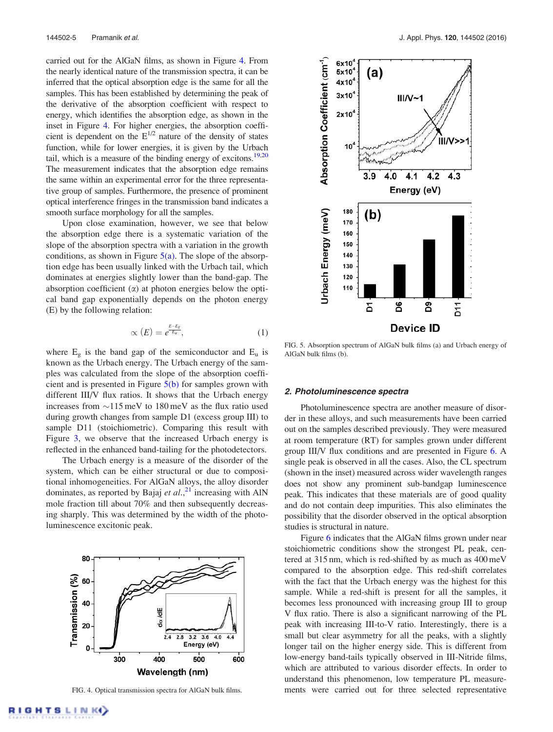carried out for the AlGaN films, as shown in Figure 4. From the nearly identical nature of the transmission spectra, it can be inferred that the optical absorption edge is the same for all the samples. This has been established by determining the peak of the derivative of the absorption coefficient with respect to energy, which identifies the absorption edge, as shown in the inset in Figure 4. For higher energies, the absorption coefficient is dependent on the $E^{1/2}$ nature of the density of states function, while for lower energies, it is given by the Urbach tail, which is a measure of the binding energy of excitons.[19,20] The measurement indicates that the absorption edge remains the same within an experimental error for the three representative group of samples. Furthermore, the presence of prominent optical interference fringes in the transmission band indicates a smooth surface morphology for all the samples.

Upon close examination, however, we see that below the absorption edge there is a systematic variation of the slope of the absorption spectra with a variation in the growth conditions, as shown in Figure 5(a). The slope of the absorption edge has been usually linked with the Urbach tail, which dominates at energies slightly lower than the band-gap. The absorption coefficient ($\alpha$) at photon energies below the optical band gap exponentially depends on the photon energy (E) by the following relation:

$$\propto (E) = e^{\frac{E-E_g}{E_u}}, \tag{1}$$

where $E_g$ is the band gap of the semiconductor and $E_u$ is known as the Urbach energy. The Urbach energy of the samples was calculated from the slope of the absorption coefficient and is presented in Figure 5(b) for samples grown with different III/V flux ratios. It shows that the Urbach energy increases from ~115 meV to 180 meV as the flux ratio used during growth changes from sample D1 (excess group III) to sample D11 (stoichiometric). Comparing this result with Figure 3, we observe that the increased Urbach energy is reflected in the enhanced band-tailing for the photodetectors.

The Urbach energy is a measure of the disorder of the system, which can be either structural or due to compositional inhomogeneities. For AlGaN alloys, the alloy disorder dominates, as reported by Bajaj *et al.*,[21] increasing with AlN mole fraction till about 70% and then subsequently decreasing sharply. This was determined by the width of the photoluminescence excitonic peak.

FIG. 4. Optical transmission spectra for AlGaN bulk films.

FIG. 5. Absorption spectrum of AlGaN bulk films (a) and Urbach energy of AlGaN bulk films (b).

### 2. Photoluminescence spectra

Photoluminescence spectra are another measure of disorder in these alloys, and such measurements have been carried out on the samples described previously. They were measured at room temperature (RT) for samples grown under different group III/V flux conditions and are presented in Figure 6. A single peak is observed in all the cases. Also, the CL spectrum (shown in the inset) measured across wider wavelength ranges does not show any prominent sub-bandgap luminescence peak. This indicates that these materials are of good quality and do not contain deep impurities. This also eliminates the possibility that the disorder observed in the optical absorption studies is structural in nature.

Figure 6 indicates that the AlGaN films grown under near stoichiometric conditions show the strongest PL peak, centered at 315 nm, which is red-shifted by as much as 400 meV compared to the absorption edge. This red-shift correlates with the fact that the Urbach energy was the highest for this sample. While a red-shift is present for all the samples, it becomes less pronounced with increasing group III to group V flux ratio. There is also a significant narrowing of the PL peak with increasing III-to-V ratio. Interestingly, there is a small but clear asymmetry for all the peaks, with a slightly longer tail on the higher energy side. This is different from low-energy band-tails typically observed in III-Nitride films, which are attributed to various disorder effects. In order to understand this phenomenon, low temperature PL measurements were carried out for three selected representative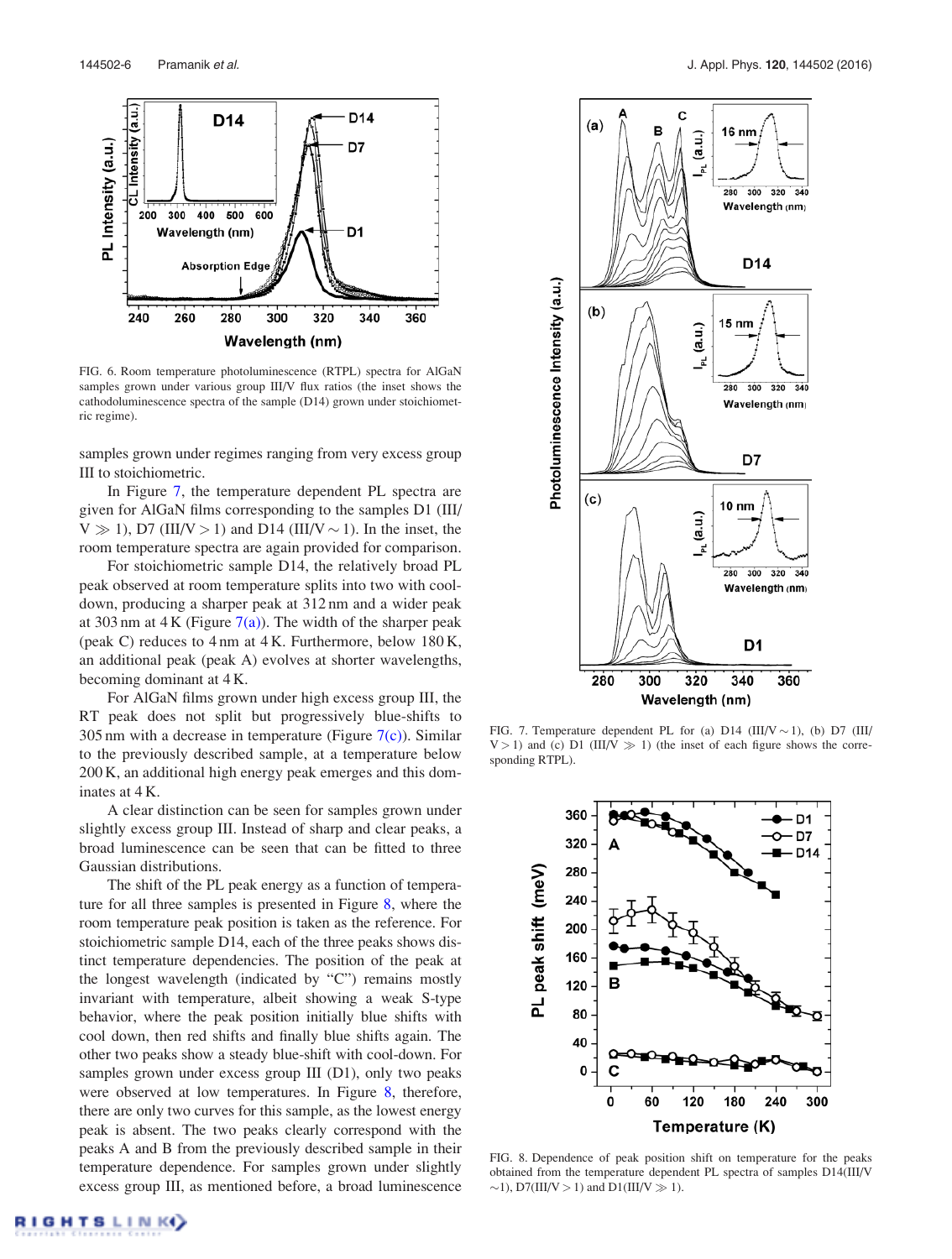FIG. 6. Room temperature photoluminescence (RTPL) spectra for AlGaN samples grown under various group III/V flux ratios (the inset shows the cathodoluminescence spectra of the sample (D14) grown under stoichiometric regime).

samples grown under regimes ranging from very excess group III to stoichiometric.

In Figure 7, the temperature dependent PL spectra are given for AlGaN films corresponding to the samples D1 (III/V $\gg$ 1), D7 (III/V > 1) and D14 (III/V $\sim$ 1). In the inset, the room temperature spectra are again provided for comparison.

For stoichiometric sample D14, the relatively broad PL peak observed at room temperature splits into two with cool-down, producing a sharper peak at 312 nm and a wider peak at 303 nm at 4 K (Figure 7(a)). The width of the sharper peak (peak C) reduces to 4 nm at 4 K. Furthermore, below 180 K, an additional peak (peak A) evolves at shorter wavelengths, becoming dominant at 4 K.

For AlGaN films grown under high excess group III, the RT peak does not split but progressively blue-shifts to 305 nm with a decrease in temperature (Figure 7(c)). Similar to the previously described sample, at a temperature below 200 K, an additional high energy peak emerges and this dominates at 4 K.

A clear distinction can be seen for samples grown under slightly excess group III. Instead of sharp and clear peaks, a broad luminescence can be seen that can be fitted to three Gaussian distributions.

The shift of the PL peak energy as a function of temperature for all three samples is presented in Figure 8, where the room temperature peak position is taken as the reference. For stoichiometric sample D14, each of the three peaks shows distinct temperature dependencies. The position of the peak at the longest wavelength (indicated by "C") remains mostly invariant with temperature, albeit showing a weak S-type behavior, where the peak position initially blue shifts with cool down, then red shifts and finally blue shifts again. The other two peaks show a steady blue-shift with cool-down. For samples grown under excess group III (D1), only two peaks were observed at low temperatures. In Figure 8, therefore, there are only two curves for this sample, as the lowest energy peak is absent. The two peaks clearly correspond with the peaks A and B from the previously described sample in their temperature dependence. For samples grown under slightly excess group III, as mentioned before, a broad luminescence

FIG. 7. Temperature dependent PL for (a) D14 (III/V $\sim$ 1), (b) D7 (III/V > 1) and (c) D1 (III/V $\gg$ 1) (the inset of each figure shows the corresponding RTPL).

FIG. 8. Dependence of peak position shift on temperature for the peaks obtained from the temperature dependent PL spectra of samples D14(III/V $\sim$1), D7(III/V > 1) and D1(III/V $\gg$ 1).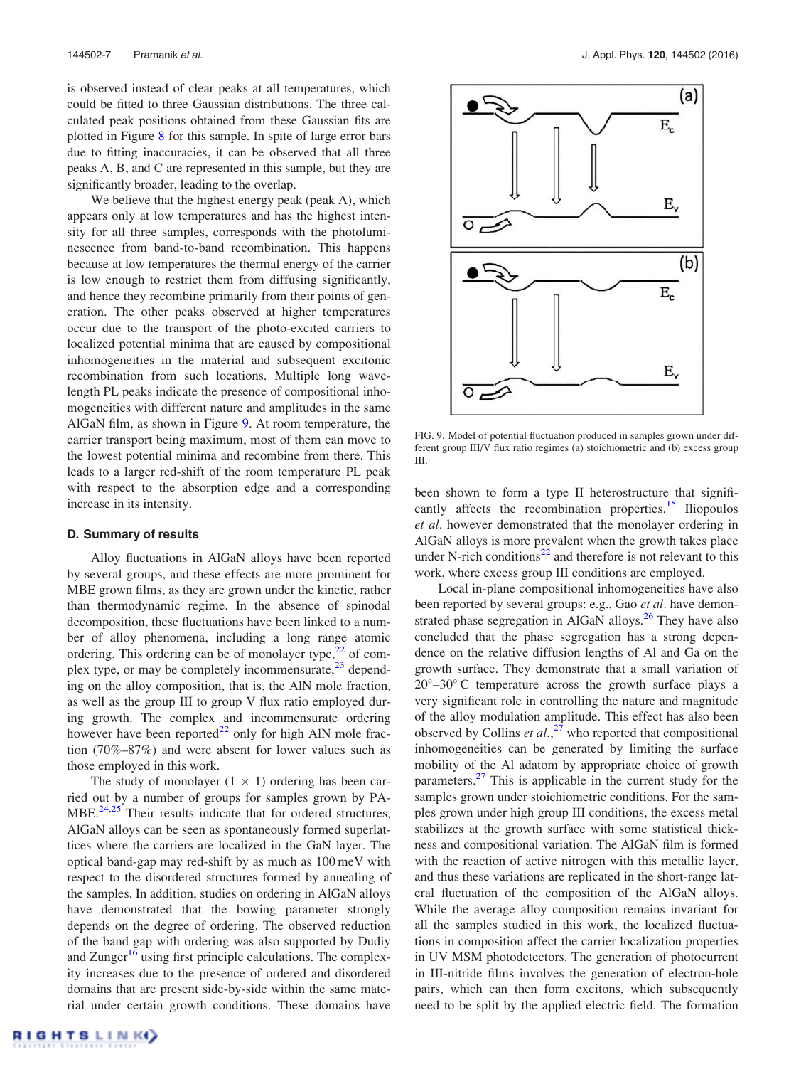is observed instead of clear peaks at all temperatures, which could be fitted to three Gaussian distributions. The three calculated peak positions obtained from these Gaussian fits are plotted in Figure 8 for this sample. In spite of large error bars due to fitting inaccuracies, it can be observed that all three peaks A, B, and C are represented in this sample, but they are significantly broader, leading to the overlap.

We believe that the highest energy peak (peak A), which appears only at low temperatures and has the highest intensity for all three samples, corresponds with the photoluminescence from band-to-band recombination. This happens because at low temperatures the thermal energy of the carrier is low enough to restrict them from diffusing significantly, and hence they recombine primarily from their points of generation. The other peaks observed at higher temperatures occur due to the transport of the photo-excited carriers to localized potential minima that are caused by compositional inhomogeneities in the material and subsequent excitonic recombination from such locations. Multiple long wavelength PL peaks indicate the presence of compositional inhomogeneities with different nature and amplitudes in the same AlGaN film, as shown in Figure 9. At room temperature, the carrier transport being maximum, most of them can move to the lowest potential minima and recombine from there. This leads to a larger red-shift of the room temperature PL peak with respect to the absorption edge and a corresponding increase in its intensity.

FIG. 9. Model of potential fluctuation produced in samples grown under different group III/V flux ratio regimes (a) stoichiometric and (b) excess group III.

### D. Summary of results

Alloy fluctuations in AlGaN alloys have been reported by several groups, and these effects are more prominent for MBE grown films, as they are grown under the kinetic, rather than thermodynamic regime. In the absence of spinodal decomposition, these fluctuations have been linked to a number of alloy phenomena, including a long range atomic ordering. This ordering can be of monolayer type,[22] of complex type, or may be completely incommensurate,[23] depending on the alloy composition, that is, the AlN mole fraction, as well as the group III to group V flux ratio employed during growth. The complex and incommensurate ordering however have been reported[22] only for high AlN mole fraction (70%–87%) and were absent for lower values such as those employed in this work.

The study of monolayer (1 × 1) ordering has been carried out by a number of groups for samples grown by PA-MBE.[24,25] Their results indicate that for ordered structures, AlGaN alloys can be seen as spontaneously formed superlattices where the carriers are localized in the GaN layer. The optical band-gap may red-shift by as much as 100 meV with respect to the disordered structures formed by annealing of the samples. In addition, studies on ordering in AlGaN alloys have demonstrated that the bowing parameter strongly depends on the degree of ordering. The observed reduction of the band gap with ordering was also supported by Dudiy and Zunger[16] using first principle calculations. The complexity increases due to the presence of ordered and disordered domains that are present side-by-side within the same material under certain growth conditions. These domains have been shown to form a type II heterostructure that significantly affects the recombination properties.[15] Iliopoulos *et al*. however demonstrated that the monolayer ordering in AlGaN alloys is more prevalent when the growth takes place under N-rich conditions[22] and therefore is not relevant to this work, where excess group III conditions are employed.

Local in-plane compositional inhomogeneities have also been reported by several groups: e.g., Gao *et al*. have demonstrated phase segregation in AlGaN alloys.[26] They have also concluded that the phase segregation has a strong dependence on the relative diffusion lengths of Al and Ga on the growth surface. They demonstrate that a small variation of 20°–30° C temperature across the growth surface plays a very significant role in controlling the nature and magnitude of the alloy modulation amplitude. This effect has also been observed by Collins *et al*.,[27] who reported that compositional inhomogeneities can be generated by limiting the surface mobility of the Al adatom by appropriate choice of growth parameters.[27] This is applicable in the current study for the samples grown under stoichiometric conditions. For the samples grown under high group III conditions, the excess metal stabilizes at the growth surface with some statistical thickness and compositional variation. The AlGaN film is formed with the reaction of active nitrogen with this metallic layer, and thus these variations are replicated in the short-range lateral fluctuation of the composition of the AlGaN alloys. While the average alloy composition remains invariant for all the samples studied in this work, the localized fluctuations in composition affect the carrier localization properties in UV MSM photodetectors. The generation of photocurrent in III-nitride films involves the generation of electron-hole pairs, which can then form excitons, which subsequently need to be split by the applied electric field. The formation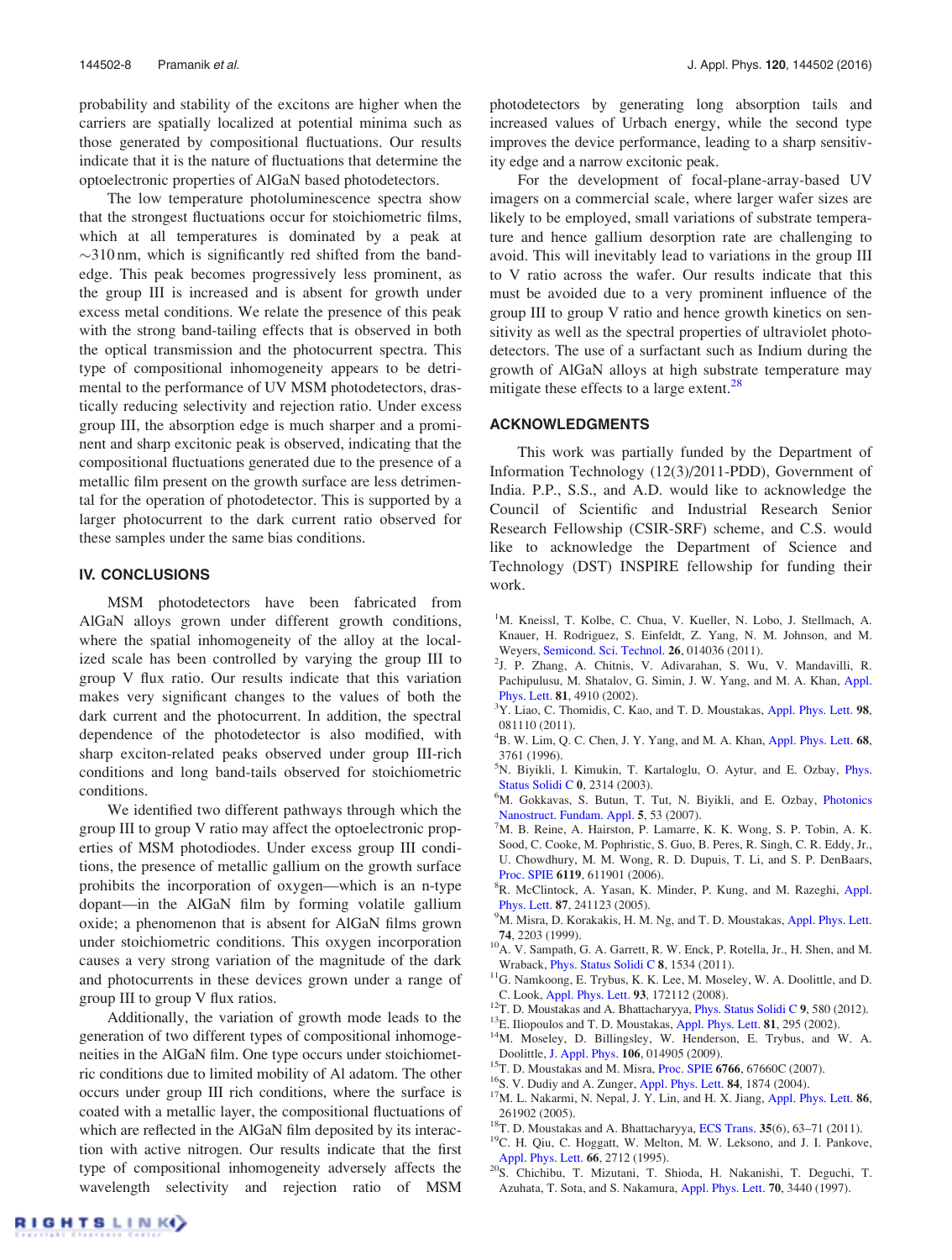probability and stability of the excitons are higher when the carriers are spatially localized at potential minima such as those generated by compositional fluctuations. Our results indicate that it is the nature of fluctuations that determine the optoelectronic properties of AlGaN based photodetectors.

The low temperature photoluminescence spectra show that the strongest fluctuations occur for stoichiometric films, which at all temperatures is dominated by a peak at ~310 nm, which is significantly red shifted from the band-edge. This peak becomes progressively less prominent, as the group III is increased and is absent for growth under excess metal conditions. We relate the presence of this peak with the strong band-tailing effects that is observed in both the optical transmission and the photocurrent spectra. This type of compositional inhomogeneity appears to be detrimental to the performance of UV MSM photodetectors, drastically reducing selectivity and rejection ratio. Under excess group III, the absorption edge is much sharper and a prominent and sharp excitonic peak is observed, indicating that the compositional fluctuations generated due to the presence of a metallic film present on the growth surface are less detrimental for the operation of photodetector. This is supported by a larger photocurrent to the dark current ratio observed for these samples under the same bias conditions.

## IV. CONCLUSIONS

MSM photodetectors have been fabricated from AlGaN alloys grown under different growth conditions, where the spatial inhomogeneity of the alloy at the localized scale has been controlled by varying the group III to group V flux ratio. Our results indicate that this variation makes very significant changes to the values of both the dark current and the photocurrent. In addition, the spectral dependence of the photodetector is also modified, with sharp exciton-related peaks observed under group III-rich conditions and long band-tails observed for stoichiometric conditions.

We identified two different pathways through which the group III to group V ratio may affect the optoelectronic properties of MSM photodiodes. Under excess group III conditions, the presence of metallic gallium on the growth surface prohibits the incorporation of oxygen—which is an n-type dopant—in the AlGaN film by forming volatile gallium oxide; a phenomenon that is absent for AlGaN films grown under stoichiometric conditions. This oxygen incorporation causes a very strong variation of the magnitude of the dark and photocurrents in these devices grown under a range of group III to group V flux ratios.

Additionally, the variation of growth mode leads to the generation of two different types of compositional inhomogeneities in the AlGaN film. One type occurs under stoichiometric conditions due to limited mobility of Al adatom. The other occurs under group III rich conditions, where the surface is coated with a metallic layer, the compositional fluctuations of which are reflected in the AlGaN film deposited by its interaction with active nitrogen. Our results indicate that the first type of compositional inhomogeneity adversely affects the wavelength selectivity and rejection ratio of MSM photodetectors by generating long absorption tails and increased values of Urbach energy, while the second type improves the device performance, leading to a sharp sensitivity edge and a narrow excitonic peak.

For the development of focal-plane-array-based UV imagers on a commercial scale, where larger wafer sizes are likely to be employed, small variations of substrate temperature and hence gallium desorption rate are challenging to avoid. This will inevitably lead to variations in the group III to V ratio across the wafer. Our results indicate that this must be avoided due to a very prominent influence of the group III to group V ratio and hence growth kinetics on sensitivity as well as the spectral properties of ultraviolet photodetectors. The use of a surfactant such as Indium during the growth of AlGaN alloys at high substrate temperature may mitigate these effects to a large extent.[28]

## ACKNOWLEDGMENTS

This work was partially funded by the Department of Information Technology (12(3)/2011-PDD), Government of India. P.P., S.S., and A.D. would like to acknowledge the Council of Scientific and Industrial Research Senior Research Fellowship (CSIR-SRF) scheme, and C.S. would like to acknowledge the Department of Science and Technology (DST) INSPIRE fellowship for funding their work.

[1] M. Kneissl, T. Kolbe, C. Chua, V. Kueller, N. Lobo, J. Stellmach, A. Knauer, H. Rodriguez, S. Einfeldt, Z. Yang, N. M. Johnson, and M. Weyers, Semicond. Sci. Technol. **26**, 014036 (2011).

[2] J. P. Zhang, A. Chitnis, V. Adivarahan, S. Wu, V. Mandavilli, R. Pachipulusu, M. Shatalov, G. Simin, J. W. Yang, and M. A. Khan, Appl. Phys. Lett. **81**, 4910 (2002).

[3] Y. Liao, C. Thomidis, C. Kao, and T. D. Moustakas, Appl. Phys. Lett. **98**, 081110 (2011).

[4] B. W. Lim, Q. C. Chen, J. Y. Yang, and M. A. Khan, Appl. Phys. Lett. **68**, 3761 (1996).

[5] N. Biyikli, I. Kimukin, T. Kartaloglu, O. Aytur, and E. Ozbay, Phys. Status Solidi C **0**, 2314 (2003).

[6] M. Gokkavas, S. Butun, T. Tut, N. Biyikli, and E. Ozbay, Photonics Nanostruct. Fundam. Appl. **5**, 53 (2007).

[7] M. B. Reine, A. Hairston, P. Lamarre, K. K. Wong, S. P. Tobin, A. K. Sood, C. Cooke, M. Pophristic, S. Guo, B. Peres, R. Singh, C. R. Eddy, Jr., U. Chowdhury, M. M. Wong, R. D. Dupuis, T. Li, and S. P. DenBaars, Proc. SPIE **6119**, 611901 (2006).

[8] R. McClintock, A. Yasan, K. Minder, P. Kung, and M. Razeghi, Appl. Phys. Lett. **87**, 241123 (2005).

[9] M. Misra, D. Korakakis, H. M. Ng, and T. D. Moustakas, Appl. Phys. Lett. **74**, 2203 (1999).

[10] A. V. Sampath, G. A. Garrett, R. W. Enck, P. Rotella, Jr., H. Shen, and M. Wraback, Phys. Status Solidi C **8**, 1534 (2011).

[11] G. Namkoong, E. Trybus, K. K. Lee, M. Moseley, W. A. Doolittle, and D. C. Look, Appl. Phys. Lett. **93**, 172112 (2008).

[12] T. D. Moustakas and A. Bhattacharyya, Phys. Status Solidi C **9**, 580 (2012).

[13] E. Iliopoulos and T. D. Moustakas, Appl. Phys. Lett. **81**, 295 (2002).

[14] M. Moseley, D. Billingsley, W. Henderson, E. Trybus, and W. A. Doolittle, J. Appl. Phys. **106**, 014905 (2009).

[15] T. D. Moustakas and M. Misra, Proc. SPIE **6766**, 67660C (2007).

[16] S. V. Dudiy and A. Zunger, Appl. Phys. Lett. **84**, 1874 (2004).

[17] M. L. Nakarmi, N. Nepal, J. Y. Lin, and H. X. Jiang, Appl. Phys. Lett. **86**, 261902 (2005).

[18] T. D. Moustakas and A. Bhattacharyya, ECS Trans. **35**(6), 63–71 (2011).

[19] C. H. Qiu, C. Hoggatt, W. Melton, M. W. Leksono, and J. I. Pankove, Appl. Phys. Lett. **66**, 2712 (1995).

[20] S. Chichibu, T. Mizutani, T. Shioda, H. Nakanishi, T. Deguchi, T. Azuhata, T. Sota, and S. Nakamura, Appl. Phys. Lett. **70**, 3440 (1997).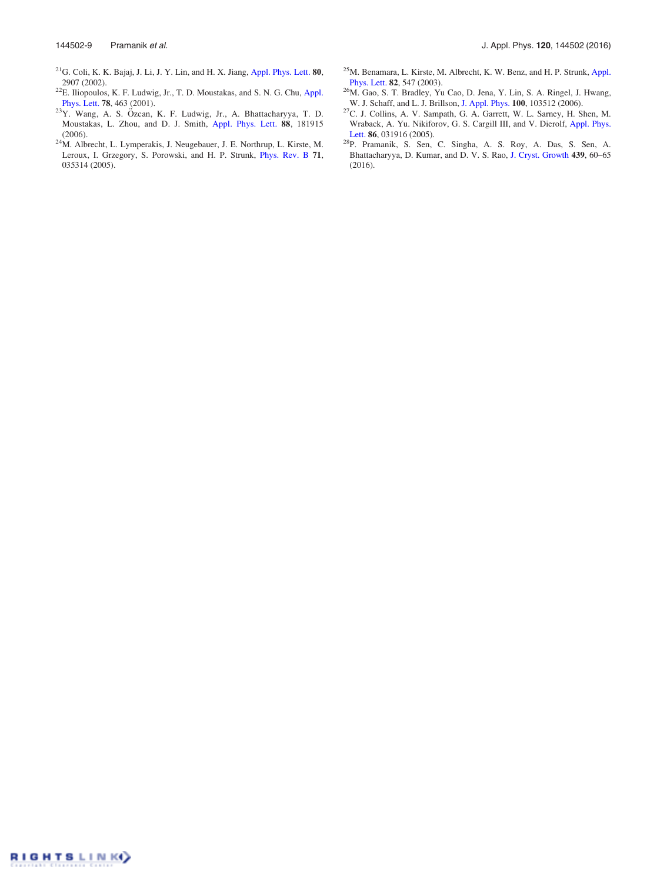[21]G. Coli, K. K. Bajaj, J. Li, J. Y. Lin, and H. X. Jiang, Appl. Phys. Lett. **80**, 2907 (2002).

[22]E. Iliopoulos, K. F. Ludwig, Jr., T. D. Moustakas, and S. N. G. Chu, Appl. Phys. Lett. **78**, 463 (2001).

[23]Y. Wang, A. S. Özcan, K. F. Ludwig, Jr., A. Bhattacharyya, T. D. Moustakas, L. Zhou, and D. J. Smith, Appl. Phys. Lett. **88**, 181915 (2006).

[24]M. Albrecht, L. Lymperakis, J. Neugebauer, J. E. Northrup, L. Kirste, M. Leroux, I. Grzegory, S. Porowski, and H. P. Strunk, Phys. Rev. B **71**, 035314 (2005).

[25]M. Benamara, L. Kirste, M. Albrecht, K. W. Benz, and H. P. Strunk, Appl. Phys. Lett. **82**, 547 (2003).

[26]M. Gao, S. T. Bradley, Yu Cao, D. Jena, Y. Lin, S. A. Ringel, J. Hwang, W. J. Schaff, and L. J. Brillson, J. Appl. Phys. **100**, 103512 (2006).

[27]C. J. Collins, A. V. Sampath, G. A. Garrett, W. L. Sarney, H. Shen, M. Wraback, A. Yu. Nikiforov, G. S. Cargill III, and V. Dierolf, Appl. Phys. Lett. **86**, 031916 (2005).

[28]P. Pramanik, S. Sen, C. Singha, A. S. Roy, A. Das, S. Sen, A. Bhattacharyya, D. Kumar, and D. V. S. Rao, J. Cryst. Growth **439**, 60–65 (2016).